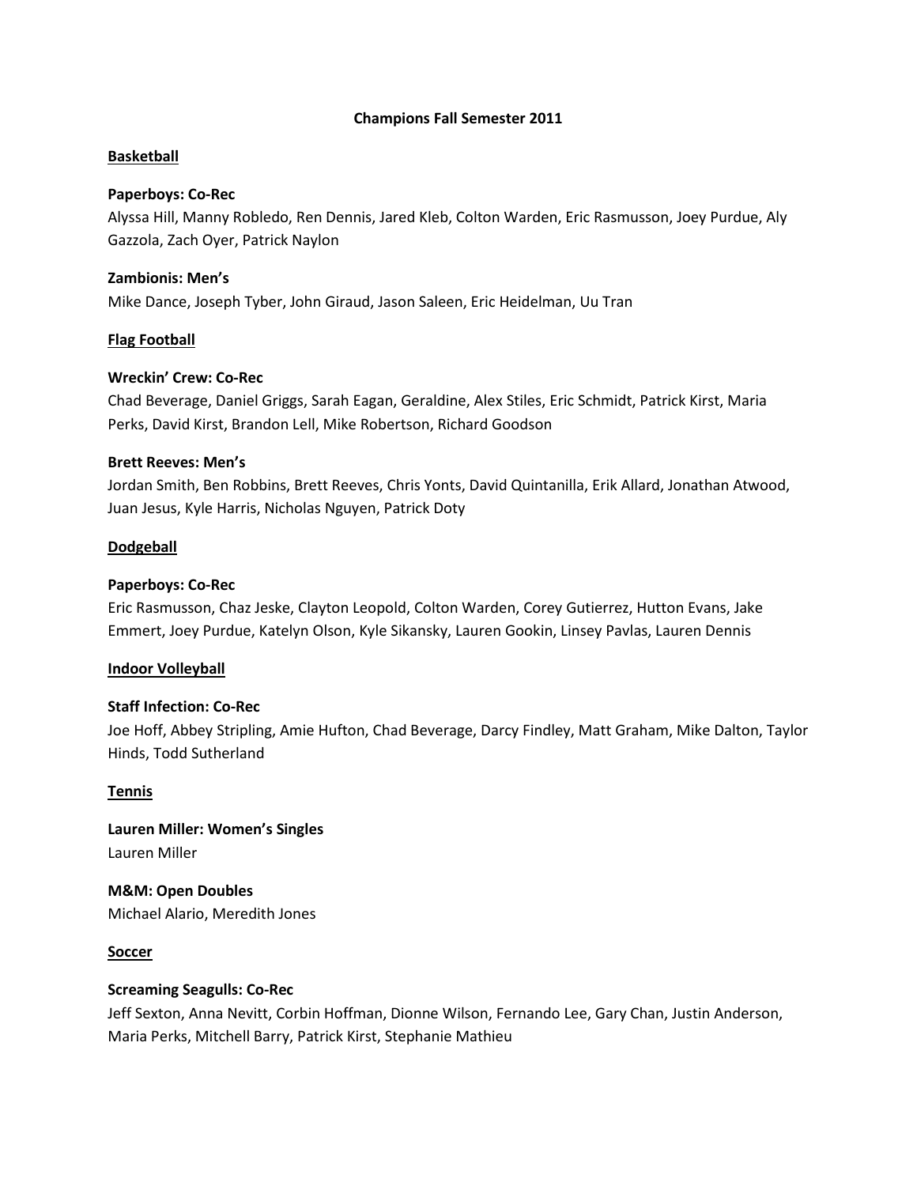# Champions Fall Semester 2011

## Basketball

**Paperboys: Co-Rec**
Alyssa Hill, Manny Robledo, Ren Dennis, Jared Kleb, Colton Warden, Eric Rasmusson, Joey Purdue, Aly Gazzola, Zach Oyer, Patrick Naylon

**Zambionis: Men's**
Mike Dance, Joseph Tyber, John Giraud, Jason Saleen, Eric Heidelman, Uu Tran

## Flag Football

**Wreckin' Crew: Co-Rec**
Chad Beverage, Daniel Griggs, Sarah Eagan, Geraldine, Alex Stiles, Eric Schmidt, Patrick Kirst, Maria Perks, David Kirst, Brandon Lell, Mike Robertson, Richard Goodson

**Brett Reeves: Men's**
Jordan Smith, Ben Robbins, Brett Reeves, Chris Yonts, David Quintanilla, Erik Allard, Jonathan Atwood, Juan Jesus, Kyle Harris, Nicholas Nguyen, Patrick Doty

## Dodgeball

**Paperboys: Co-Rec**
Eric Rasmusson, Chaz Jeske, Clayton Leopold, Colton Warden, Corey Gutierrez, Hutton Evans, Jake Emmert, Joey Purdue, Katelyn Olson, Kyle Sikansky, Lauren Gookin, Linsey Pavlas, Lauren Dennis

## Indoor Volleyball

**Staff Infection: Co-Rec**
Joe Hoff, Abbey Stripling, Amie Hufton, Chad Beverage, Darcy Findley, Matt Graham, Mike Dalton, Taylor Hinds, Todd Sutherland

## Tennis

**Lauren Miller: Women's Singles**
Lauren Miller

**M&M: Open Doubles**
Michael Alario, Meredith Jones

## Soccer

**Screaming Seagulls: Co-Rec**
Jeff Sexton, Anna Nevitt, Corbin Hoffman, Dionne Wilson, Fernando Lee, Gary Chan, Justin Anderson, Maria Perks, Mitchell Barry, Patrick Kirst, Stephanie Mathieu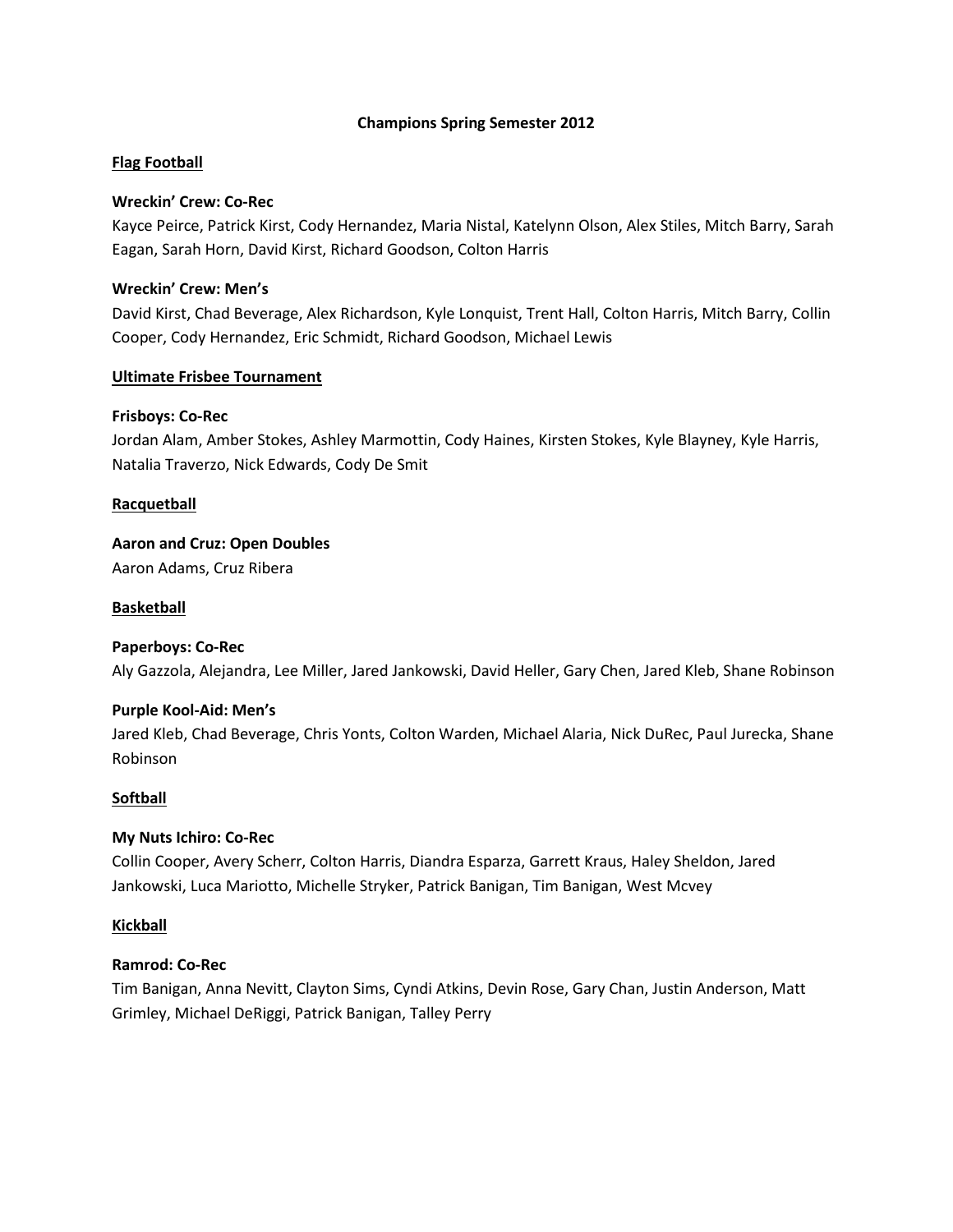# Champions Spring Semester 2012

## Flag Football

**Wreckin' Crew: Co-Rec**
Kayce Peirce, Patrick Kirst, Cody Hernandez, Maria Nistal, Katelynn Olson, Alex Stiles, Mitch Barry, Sarah Eagan, Sarah Horn, David Kirst, Richard Goodson, Colton Harris

**Wreckin' Crew: Men's**
David Kirst, Chad Beverage, Alex Richardson, Kyle Lonquist, Trent Hall, Colton Harris, Mitch Barry, Collin Cooper, Cody Hernandez, Eric Schmidt, Richard Goodson, Michael Lewis

## Ultimate Frisbee Tournament

**Frisboys: Co-Rec**
Jordan Alam, Amber Stokes, Ashley Marmottin, Cody Haines, Kirsten Stokes, Kyle Blayney, Kyle Harris, Natalia Traverzo, Nick Edwards, Cody De Smit

## Racquetball

**Aaron and Cruz: Open Doubles**
Aaron Adams, Cruz Ribera

## Basketball

**Paperboys: Co-Rec**
Aly Gazzola, Alejandra, Lee Miller, Jared Jankowski, David Heller, Gary Chen, Jared Kleb, Shane Robinson

**Purple Kool-Aid: Men's**
Jared Kleb, Chad Beverage, Chris Yonts, Colton Warden, Michael Alaria, Nick DuRec, Paul Jurecka, Shane Robinson

## Softball

**My Nuts Ichiro: Co-Rec**
Collin Cooper, Avery Scherr, Colton Harris, Diandra Esparza, Garrett Kraus, Haley Sheldon, Jared Jankowski, Luca Mariotto, Michelle Stryker, Patrick Banigan, Tim Banigan, West Mcvey

## Kickball

**Ramrod: Co-Rec**
Tim Banigan, Anna Nevitt, Clayton Sims, Cyndi Atkins, Devin Rose, Gary Chan, Justin Anderson, Matt Grimley, Michael DeRiggi, Patrick Banigan, Talley Perry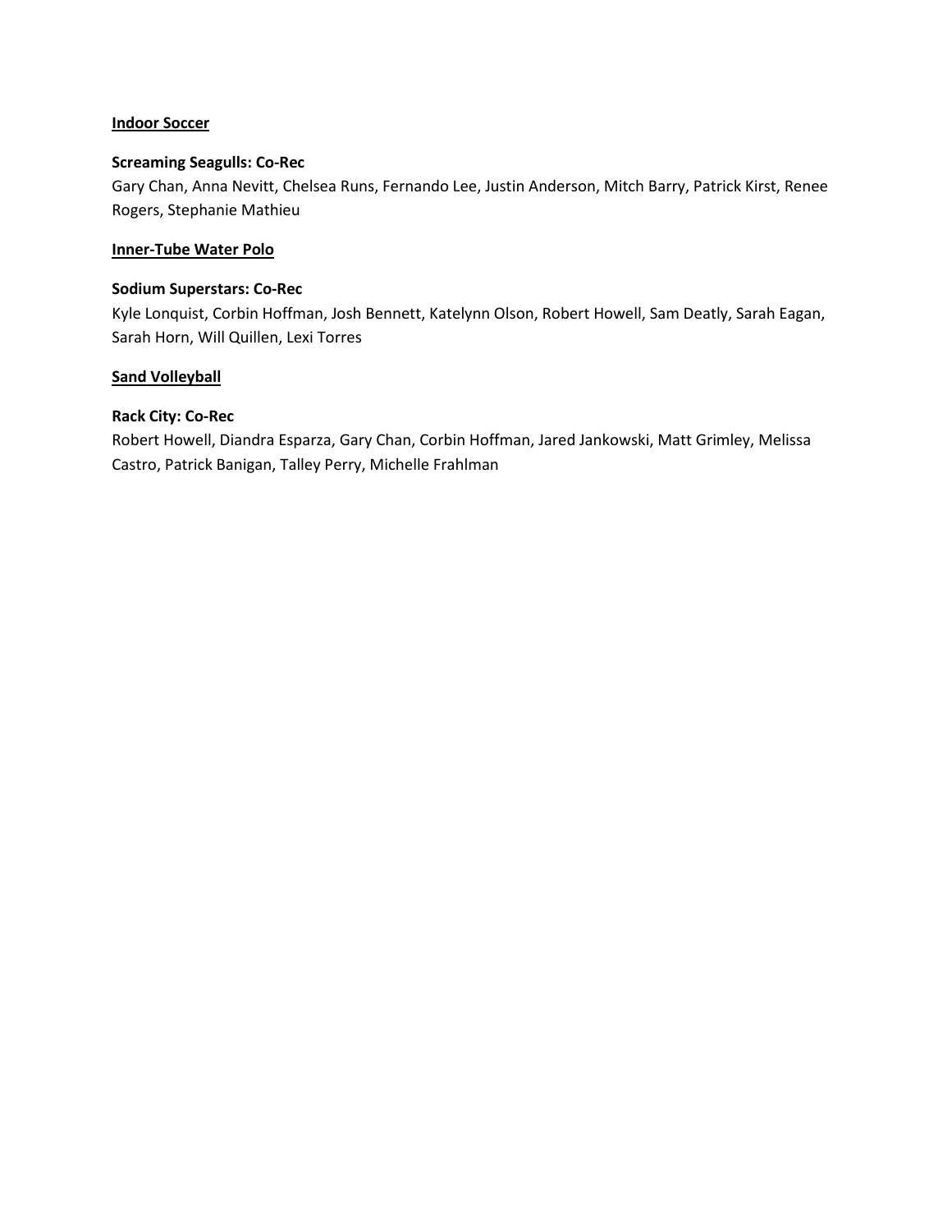**<u>Indoor Soccer</u>**

**Screaming Seagulls: Co-Rec**

Gary Chan, Anna Nevitt, Chelsea Runs, Fernando Lee, Justin Anderson, Mitch Barry, Patrick Kirst, Renee Rogers, Stephanie Mathieu

**<u>Inner-Tube Water Polo</u>**

**Sodium Superstars: Co-Rec**

Kyle Lonquist, Corbin Hoffman, Josh Bennett, Katelynn Olson, Robert Howell, Sam Deatly, Sarah Eagan, Sarah Horn, Will Quillen, Lexi Torres

**<u>Sand Volleyball</u>**

**Rack City: Co-Rec**

Robert Howell, Diandra Esparza, Gary Chan, Corbin Hoffman, Jared Jankowski, Matt Grimley, Melissa Castro, Patrick Banigan, Talley Perry, Michelle Frahlman